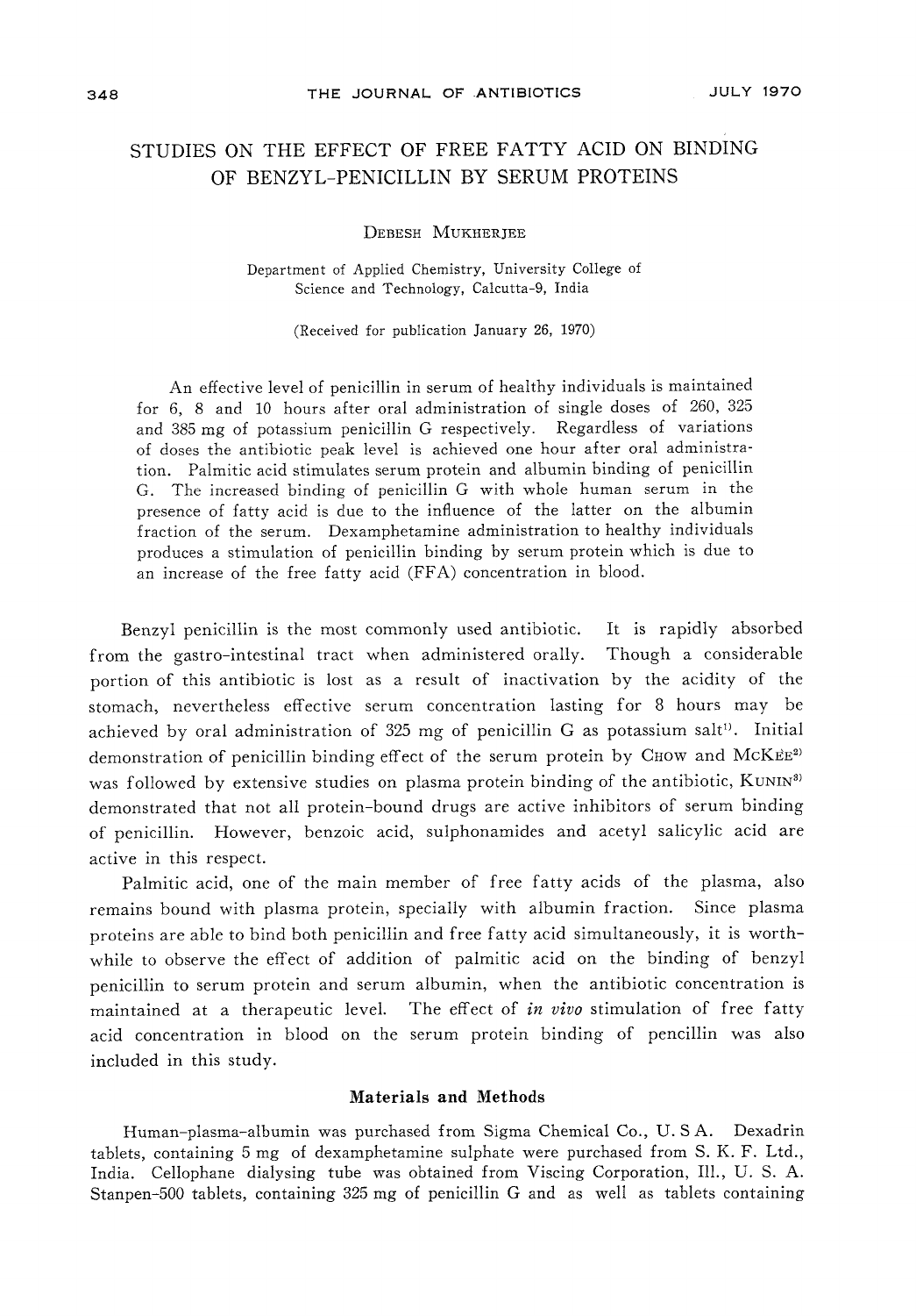# STUDIES ON THE EFFECT OF FREE FATTY ACID ON BINDING OF BENZYL-PENICILLIN BY SERUM PROTEINS

DEBESH MUKHERJEE

Department of Applied Chemistry, University College of Science and Technology, Calcutta-9, India

(Received for publication January 26, 1970)

An effective level of penicillin in serum of healthy individuals is maintained for 6, 8 and 10 hours after oral administration of single doses of 260, 325 and 385 mg of potassium penicillin G respectively. Regardless of variations of doses the antibiotic peak level is achieved one hour after oral administration. Palmitic acid stimulates serum protein and albumin binding of penicillin G. The increased binding of penicillin G with whole human serum in the presence of fatty acid is due to the influence of the latter on the albumin fraction of the serum. Dexamphetamine administration to healthy individuals produces a stimulation of penicillin binding by serum protein which is due to an increase of the free fatty acid (FFA) concentration in blood.

Benzyl penicillin is the most commonly used antibiotic. It is rapidly absorbed from the gastro-intestinal tract when administered orally. Though a considerable portion of this antibiotic is lost as a result of inactivation by the acidity of the stomach, nevertheless effective serum concentration lasting for 8 hours may be achieved by oral administration of 325 mg of penicillin G as potassium salt[1]. Initial demonstration of penicillin binding effect of the serum protein by CHOW and MCKEE[2] was followed by extensive studies on plasma protein binding of the antibiotic, KUNIN[3] demonstrated that not all protein-bound drugs are active inhibitors of serum binding of penicillin. However, benzoic acid, sulphonamides and acetyl salicylic acid are active in this respect.

Palmitic acid, one of the main member of free fatty acids of the plasma, also remains bound with plasma protein, specially with albumin fraction. Since plasma proteins are able to bind both penicillin and free fatty acid simultaneously, it is worthwhile to observe the effect of addition of palmitic acid on the binding of benzyl penicillin to serum protein and serum albumin, when the antibiotic concentration is maintained at a therapeutic level. The effect of *in vivo* stimulation of free fatty acid concentration in blood on the serum protein binding of pencillin was also included in this study.

## Materials and Methods

Human-plasma-albumin was purchased from Sigma Chemical Co., U. S A. Dexadrin tablets, containing 5 mg of dexamphetamine sulphate were purchased from S. K. F. Ltd., India. Cellophane dialysing tube was obtained from Viscing Corporation, Ill., U. S. A. Stanpen-500 tablets, containing 325 mg of penicillin G and as well as tablets containing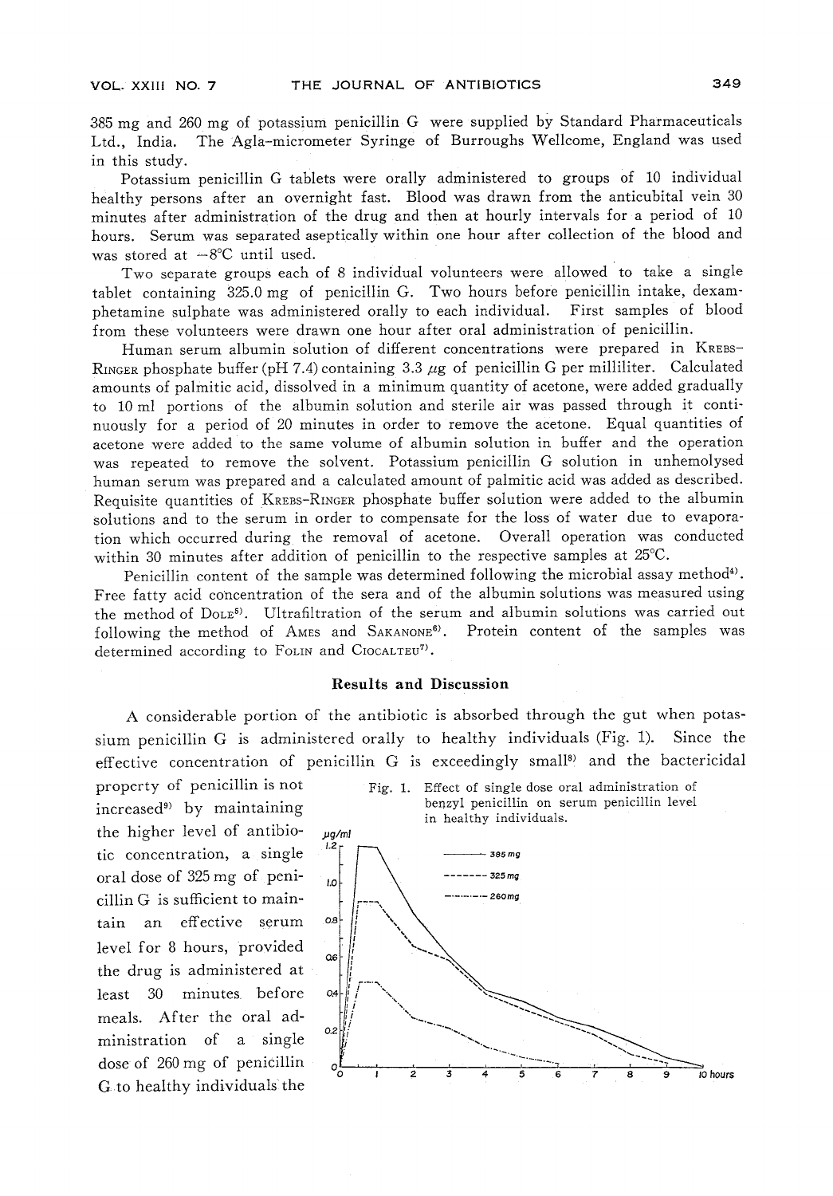385 mg and 260 mg of potassium penicillin G were supplied by Standard Pharmaceuticals Ltd., India. The Agla-micrometer Syringe of Burroughs Wellcome, England was used in this study.

Potassium penicillin G tablets were orally administered to groups of 10 individual healthy persons after an overnight fast. Blood was drawn from the anticubital vein 30 minutes after administration of the drug and then at hourly intervals for a period of 10 hours. Serum was separated aseptically within one hour after collection of the blood and was stored at $-8°C$ until used.

Two separate groups each of 8 individual volunteers were allowed to take a single tablet containing 325.0 mg of penicillin G. Two hours before penicillin intake, dexamphetamine sulphate was administered orally to each individual. First samples of blood from these volunteers were drawn one hour after oral administration of penicillin.

Human serum albumin solution of different concentrations were prepared in KREBS-RINGER phosphate buffer (pH 7.4) containing 3.3 $\mu$g of penicillin G per milliliter. Calculated amounts of palmitic acid, dissolved in a minimum quantity of acetone, were added gradually to 10 ml portions of the albumin solution and sterile air was passed through it continuously for a period of 20 minutes in order to remove the acetone. Equal quantities of acetone were added to the same volume of albumin solution in buffer and the operation was repeated to remove the solvent. Potassium penicillin G solution in unhemolysed human serum was prepared and a calculated amount of palmitic acid was added as described. Requisite quantities of KREBS-RINGER phosphate buffer solution were added to the albumin solutions and to the serum in order to compensate for the loss of water due to evaporation which occurred during the removal of acetone. Overall operation was conducted within 30 minutes after addition of penicillin to the respective samples at 25°C.

Penicillin content of the sample was determined following the microbial assay method[4]. Free fatty acid concentration of the sera and of the albumin solutions was measured using the method of DOLE[5]. Ultrafiltration of the serum and albumin solutions was carried out following the method of AMES and SAKANONE[6]. Protein content of the samples was determined according to FOLIN and CIOCALTEU[7].

## Results and Discussion

A considerable portion of the antibiotic is absorbed through the gut when potassium penicillin G is administered orally to healthy individuals (Fig. 1). Since the effective concentration of penicillin G is exceedingly small[8] and the bactericidal property of penicillin is not increased[9] by maintaining the higher level of antibiotic concentration, a single oral dose of 325 mg of penicillin G is sufficient to maintain an effective serum level for 8 hours, provided the drug is administered at least 30 minutes before meals. After the oral administration of a single dose of 260 mg of penicillin G to healthy individuals the

Fig. 1. Effect of single dose oral administration of benzyl penicillin on serum penicillin level in healthy individuals.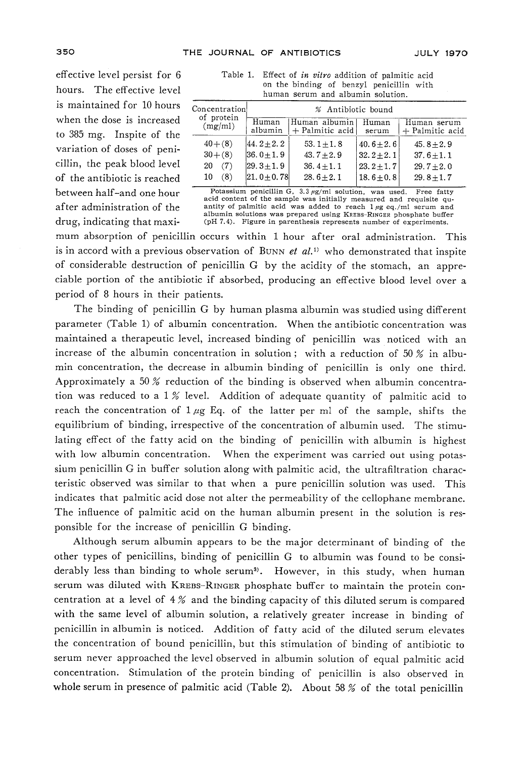effective level persist for 6 hours. The effective level is maintained for 10 hours when the dose is increased to 385 mg. Inspite of the variation of doses of penicillin, the peak blood level of the antibiotic is reached between half-and one hour after administration of the drug, indicating that maximum absorption of penicillin occurs within 1 hour after oral administration. This is in accord with a previous observation of BUNN *et al.*[1] who demonstrated that inspite of considerable destruction of penicillin G by the acidity of the stomach, an appreciable portion of the antibiotic if absorbed, producing an effective blood level over a period of 8 hours in their patients.

Table 1. Effect of *in vitro* addition of palmitic acid on the binding of benzyl penicillin with human serum and albumin solution.

| Concentration of protein (mg/ml) | % Antibiotic bound | | | |
|---|---|---|---|---|
| | Human albumin | Human albumin + Palmitic acid | Human serum | Human serum + Palmitic acid |
| 40+(8) | 44.2±2.2 | 53.1±1.8 | 40.6±2.6 | 45.8±2.9 |
| 30+(8) | 36.0±1.9 | 43.7±2.9 | 32.2±2.1 | 37.6±1.1 |
| 20 (7) | 29.3±1.9 | 36.4±1.1 | 23.2±1.7 | 29.7±2.0 |
| 10 (8) | 21.0±0.78 | 28.6±2.1 | 18.6±0.8 | 29.8±1.7 |

Potassium penicillin G, 3.3 $\mu$g/ml solution, was used. Free fatty acid content of the sample was initially measured and requisite quantity of palmitic acid was added to reach 1 $\mu$g eq./ml serum and albumin solutions was prepared using KREBS-RINGER phosphate buffer (pH 7.4). Figure in parenthesis represents number of experiments.

The binding of penicillin G by human plasma albumin was studied using different parameter (Table 1) of albumin concentration. When the antibiotic concentration was maintained a therapeutic level, increased binding of penicillin was noticed with an increase of the albumin concentration in solution; with a reduction of 50 % in albumin concentration, the decrease in albumin binding of penicillin is only one third. Approximately a 50 % reduction of the binding is observed when albumin concentration was reduced to a 1 % level. Addition of adequate quantity of palmitic acid to reach the concentration of 1 $\mu$g Eq. of the latter per ml of the sample, shifts the equilibrium of binding, irrespective of the concentration of albumin used. The stimulating effect of the fatty acid on the binding of penicillin with albumin is highest with low albumin concentration. When the experiment was carried out using potassium penicillin G in buffer solution along with palmitic acid, the ultrafiltration characteristic observed was similar to that when a pure penicillin solution was used. This indicates that palmitic acid dose not alter the permeability of the cellophane membrane. The influence of palmitic acid on the human albumin present in the solution is responsible for the increase of penicillin G binding.

Although serum albumin appears to be the major determinant of binding of the other types of penicillins, binding of penicillin G to albumin was found to be considerably less than binding to whole serum[3]. However, in this study, when human serum was diluted with KREBS-RINGER phosphate buffer to maintain the protein concentration at a level of 4 % and the binding capacity of this diluted serum is compared with the same level of albumin solution, a relatively greater increase in binding of penicillin in albumin is noticed. Addition of fatty acid of the diluted serum elevates the concentration of bound penicillin, but this stimulation of binding of antibiotic to serum never approached the level observed in albumin solution of equal palmitic acid concentration. Stimulation of the protein binding of penicillin is also observed in whole serum in presence of palmitic acid (Table 2). About 58 % of the total penicillin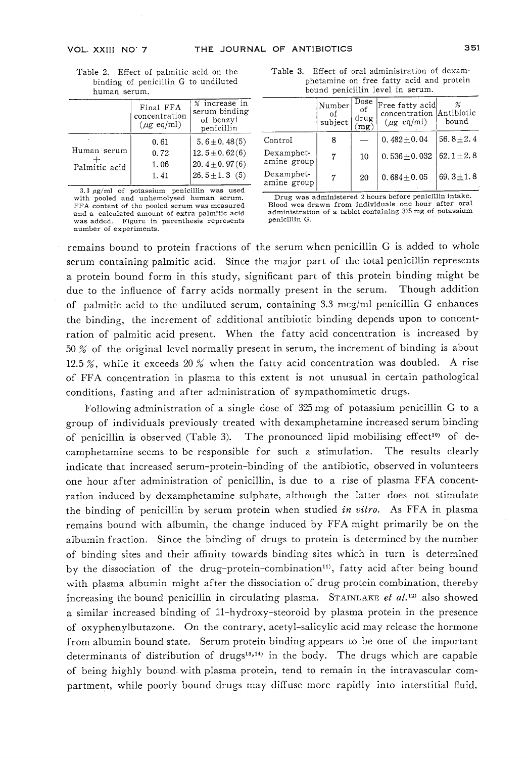Table 2. Effect of palmitic acid on the binding of penicillin G to undiluted human serum.

| | Final FFA concentration (μg eq/ml) | % increase in serum binding of benzyl penicillin |
|---|---|---|
| Human serum + Palmitic acid | 0.61 | 5.6±0.48(5) |
| | 0.72 | 12.5±0.62(6) |
| | 1.06 | 20.4±0.97(6) |
| | 1.41 | 26.5±1.3 (5) |

3.3 μg/ml of potassium penicillin was used with pooled and unhemolysed human serum. FFA content of the pooled serum was measured and a calculated amount of extra palmitic acid was added. Figure in parenthesis represents number of experiments.

Table 3. Effect of oral administration of dexamphetamine on free fatty acid and protein bound penicillin level in serum.

| | Number of subject | Dose of drug (mg) | Free fatty acid concentration (μg eq/ml) | % Antibiotic bound |
|---|---|---|---|---|
| Control | 8 | — | 0.482±0.04 | 56.8±2.4 |
| Dexamphetamine group | 7 | 10 | 0.536±0.032 | 62.1±2.8 |
| Dexamphetamine group | 7 | 20 | 0.684±0.05 | 69.3±1.8 |

Drug was administered 2 hours before penicillin intake. Blood wes drawn from individuals one hour after oral administration of a tablet containing 325 mg of potassium penicillin G.

remains bound to protein fractions of the serum when penicillin G is added to whole serum containing palmitic acid. Since the major part of the total penicillin represents a protein bound form in this study, significant part of this protein binding might be due to the influence of farry acids normally present in the serum. Though addition of palmitic acid to the undiluted serum, containing 3.3 mcg/ml penicillin G enhances the binding, the increment of additional antibiotic binding depends upon to concentration of palmitic acid present. When the fatty acid concentration is increased by 50 % of the original level normally present in serum, the increment of binding is about 12.5 %, while it exceeds 20 % when the fatty acid concentration was doubled. A rise of FFA concentration in plasma to this extent is not unusual in certain pathological conditions, fasting and after administration of sympathomimetic drugs.

Following administration of a single dose of 325 mg of potassium penicillin G to a group of individuals previously treated with dexamphetamine increased serum binding of penicillin is observed (Table 3). The pronounced lipid mobilising effect[10] of decamphetamine seems to be responsible for such a stimulation. The results clearly indicate that increased serum-protein-binding of the antibiotic, observed in volunteers one hour after administration of penicillin, is due to a rise of plasma FFA concentration induced by dexamphetamine sulphate, although the latter does not stimulate the binding of penicillin by serum protein when studied *in vitro*. As FFA in plasma remains bound with albumin, the change induced by FFA might primarily be on the albumin fraction. Since the binding of drugs to protein is determined by the number of binding sites and their affinity towards binding sites which in turn is determined by the dissociation of the drug-protein-combination[11], fatty acid after being bound with plasma albumin might after the dissociation of drug protein combination, thereby increasing the bound penicillin in circulating plasma. STAINLAKE *et al.*[12] also showed a similar increased binding of 11-hydroxy-steoroid by plasma protein in the presence of oxyphenylbutazone. On the contrary, acetyl-salicylic acid may release the hormone from albumin bound state. Serum protein binding appears to be one of the important determinants of distribution of drugs[13,14] in the body. The drugs which are capable of being highly bound with plasma protein, tend to remain in the intravascular compartment, while poorly bound drugs may diffuse more rapidly into interstitial fluid.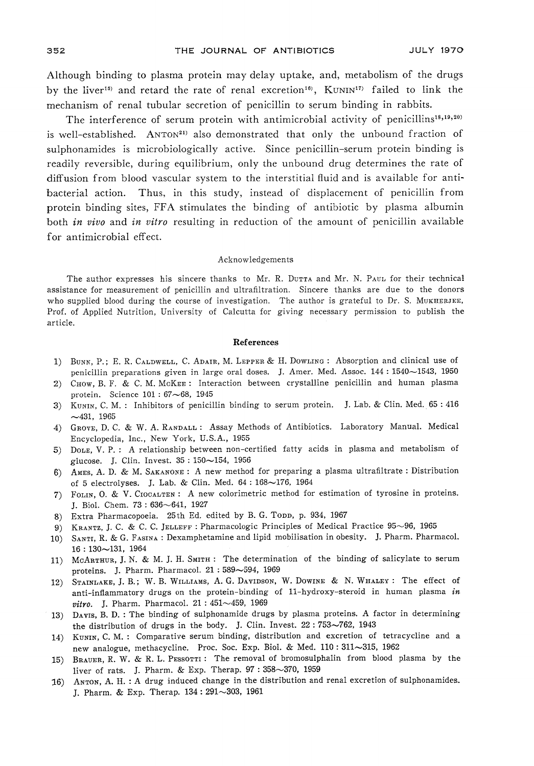Although binding to plasma protein may delay uptake, and, metabolism of the drugs by the liver[15] and retard the rate of renal excretion[16], KUNIN[17] failed to link the mechanism of renal tubular secretion of penicillin to serum binding in rabbits.

The interference of serum protein with antimicrobial activity of penicillins[18,19,20] is well-established. ANTON[21] also demonstrated that only the unbound fraction of sulphonamides is microbiologically active. Since penicillin-serum protein binding is readily reversible, during equilibrium, only the unbound drug determines the rate of diffusion from blood vascular system to the interstitial fluid and is available for antibacterial action. Thus, in this study, instead of displacement of penicillin from protein binding sites, FFA stimulates the binding of antibiotic by plasma albumin both *in vivo* and *in vitro* resulting in reduction of the amount of penicillin available for antimicrobial effect.

### Acknowledgements

The author expresses his sincere thanks to Mr. R. DUTTA and Mr. N. PAUL for their technical assistance for measurement of penicillin and ultrafiltration. Sincere thanks are due to the donors who supplied blood during the course of investigation. The author is grateful to Dr. S. MUKHERJEE, Prof. of Applied Nutrition, University of Calcutta for giving necessary permission to publish the article.

## References

1) BUNN, P.; E. R. CALDWELL, C. ADAIR, M. LEPPER & H. DOWLING : Absorption and clinical use of penicillin preparations given in large oral doses. J. Amer. Med. Assoc. 144 : 1540~1543, 1950
2) CHOW, B. F. & C. M. MCKEE : Interaction between crystalline penicillin and human plasma protein. Science 101 : 67~68, 1945
3) KUNIN, C. M. : Inhibitors of penicillin binding to serum protein. J. Lab. & Clin. Med. 65 : 416~431, 1965
4) GROVE, D. C. & W. A. RANDALL : Assay Methods of Antibiotics. Laboratory Manual. Medical Encyclopedia, Inc., New York, U.S.A., 1955
5) DOLE, V. P. : A relationship between non-certified fatty acids in plasma and metabolism of glucose. J. Clin. Invest. 35 : 150~154, 1956
6) AMES, A. D. & M. SAKANONE : A new method for preparing a plasma ultrafiltrate : Distribution of 5 electrolyses. J. Lab. & Clin. Med. 64 : 168~176, 1964
7) FOLIN, O. & V. CIOCALTEN : A new colorimetric method for estimation of tyrosine in proteins. J. Biol. Chem. 73 : 636~641, 1927
8) Extra Pharmacopoeia. 25th Ed. edited by B. G. TODD, p. 934, 1967
9) KRANTZ, J. C. & C. C. JELLEFF : Pharmacologic Principles of Medical Practice 95~96, 1965
10) SANTI, R. & G. FASINA : Dexamphetamine and lipid mobilisation in obesity. J. Pharm. Pharmacol. 16 : 130~131, 1964
11) MCARTHUR, J. N. & M. J. H. SMITH : The determination of the binding of salicylate to serum proteins. J. Pharm. Pharmacol. 21 : 589~594, 1969
12) STAINLAKE, J. B.; W. B. WILLIAMS, A. G. DAVIDSON, W. DOWINE & N. WHALEY : The effect of anti-inflammatory drugs on the protein-binding of 11-hydroxy-steroid in human plasma *in vitro*. J. Pharm. Pharmacol. 21 : 451~459, 1969
13) DAVIS, B. D. : The binding of sulphonamide drugs by plasma proteins. A factor in determining the distribution of drugs in the body. J. Clin. Invest. 22 : 753~762, 1943
14) KUNIN, C. M. : Comparative serum binding, distribution and excretion of tetracycline and a new analogue, methacycline. Proc. Soc. Exp. Biol. & Med. 110 : 311~315, 1962
15) BRAUER, R. W. & R. L. PESSOTTI : The removal of bromosulphalin from blood plasma by the liver of rats. J. Pharm. & Exp. Therap. 97 : 358~370, 1959
16) ANTON, A. H. : A drug induced change in the distribution and renal excretion of sulphonamides. J. Pharm. & Exp. Therap. 134 : 291~303, 1961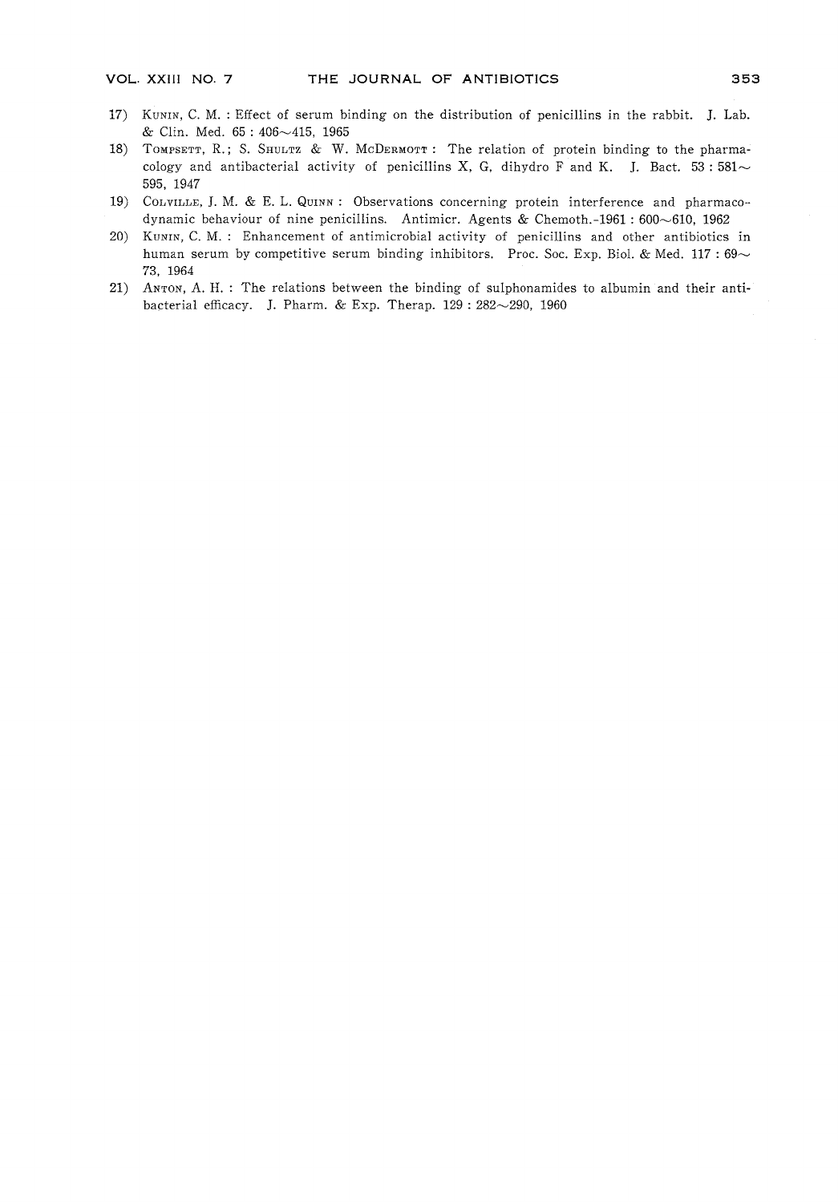17) KUNIN, C. M. : Effect of serum binding on the distribution of penicillins in the rabbit. J. Lab. & Clin. Med. 65 : 406~415, 1965
18) TOMPSETT, R.; S. SHULTZ & W. McDERMOTT : The relation of protein binding to the pharmacology and antibacterial activity of penicillins X, G, dihydro F and K. J. Bact. 53 : 581~595, 1947
19) COLVILLE, J. M. & E. L. QUINN : Observations concerning protein interference and pharmacodynamic behaviour of nine penicillins. Antimicr. Agents & Chemoth.-1961 : 600~610, 1962
20) KUNIN, C. M. : Enhancement of antimicrobial activity of penicillins and other antibiotics in human serum by competitive serum binding inhibitors. Proc. Soc. Exp. Biol. & Med. 117 : 69~73, 1964
21) ANTON, A. H. : The relations between the binding of sulphonamides to albumin and their antibacterial efficacy. J. Pharm. & Exp. Therap. 129 : 282~290, 1960